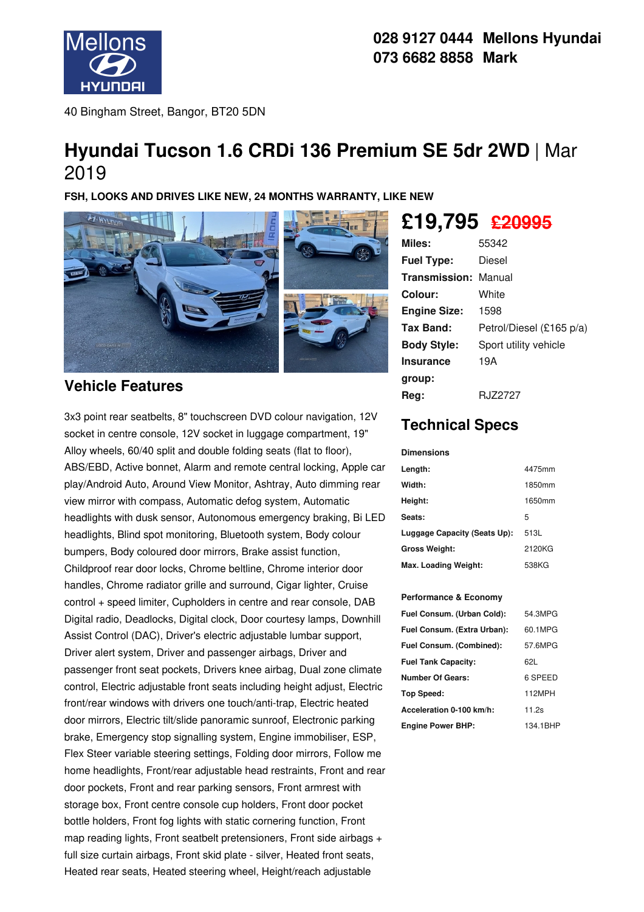028 9127 0444 Mellons Hyundai
073 6682 8858 Mark

40 Bingham Street, Bangor, BT20 5DN

# Hyundai Tucson 1.6 CRDi 136 Premium SE 5dr 2WD | Mar 2019

**FSH, LOOKS AND DRIVES LIKE NEW, 24 MONTHS WARRANTY, LIKE NEW**

**£19,795** ~~£20995~~

| | |
|---|---|
| **Miles:** | 55342 |
| **Fuel Type:** | Diesel |
| **Transmission:** | Manual |
| **Colour:** | White |
| **Engine Size:** | 1598 |
| **Tax Band:** | Petrol/Diesel (£165 p/a) |
| **Body Style:** | Sport utility vehicle |
| **Insurance group:** | 19A |
| **Reg:** | RJZ2727 |

## Vehicle Features

3x3 point rear seatbelts, 8" touchscreen DVD colour navigation, 12V socket in centre console, 12V socket in luggage compartment, 19" Alloy wheels, 60/40 split and double folding seats (flat to floor), ABS/EBD, Active bonnet, Alarm and remote central locking, Apple car play/Android Auto, Around View Monitor, Ashtray, Auto dimming rear view mirror with compass, Automatic defog system, Automatic headlights with dusk sensor, Autonomous emergency braking, Bi LED headlights, Blind spot monitoring, Bluetooth system, Body colour bumpers, Body coloured door mirrors, Brake assist function, Childproof rear door locks, Chrome beltline, Chrome interior door handles, Chrome radiator grille and surround, Cigar lighter, Cruise control + speed limiter, Cupholders in centre and rear console, DAB Digital radio, Deadlocks, Digital clock, Door courtesy lamps, Downhill Assist Control (DAC), Driver's electric adjustable lumbar support, Driver alert system, Driver and passenger airbags, Driver and passenger front seat pockets, Drivers knee airbag, Dual zone climate control, Electric adjustable front seats including height adjust, Electric front/rear windows with drivers one touch/anti-trap, Electric heated door mirrors, Electric tilt/slide panoramic sunroof, Electronic parking brake, Emergency stop signalling system, Engine immobiliser, ESP, Flex Steer variable steering settings, Folding door mirrors, Follow me home headlights, Front/rear adjustable head restraints, Front and rear door pockets, Front and rear parking sensors, Front armrest with storage box, Front centre console cup holders, Front door pocket bottle holders, Front fog lights with static cornering function, Front map reading lights, Front seatbelt pretensioners, Front side airbags + full size curtain airbags, Front skid plate - silver, Heated front seats, Heated rear seats, Heated steering wheel, Height/reach adjustable

## Technical Specs

### Dimensions

| | |
|---|---|
| **Length:** | 4475mm |
| **Width:** | 1850mm |
| **Height:** | 1650mm |
| **Seats:** | 5 |
| **Luggage Capacity (Seats Up):** | 513L |
| **Gross Weight:** | 2120KG |
| **Max. Loading Weight:** | 538KG |

### Performance & Economy

| | |
|---|---|
| **Fuel Consum. (Urban Cold):** | 54.3MPG |
| **Fuel Consum. (Extra Urban):** | 60.1MPG |
| **Fuel Consum. (Combined):** | 57.6MPG |
| **Fuel Tank Capacity:** | 62L |
| **Number Of Gears:** | 6 SPEED |
| **Top Speed:** | 112MPH |
| **Acceleration 0-100 km/h:** | 11.2s |
| **Engine Power BHP:** | 134.1BHP |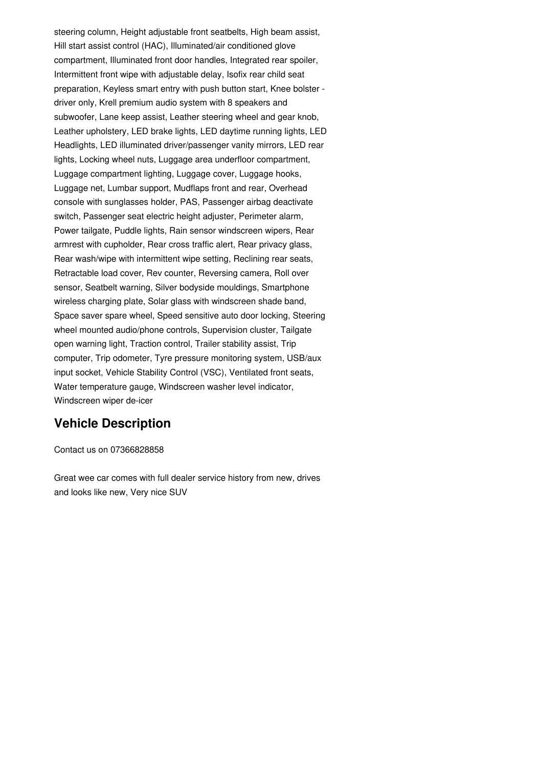steering column, Height adjustable front seatbelts, High beam assist, Hill start assist control (HAC), Illuminated/air conditioned glove compartment, Illuminated front door handles, Integrated rear spoiler, Intermittent front wipe with adjustable delay, Isofix rear child seat preparation, Keyless smart entry with push button start, Knee bolster - driver only, Krell premium audio system with 8 speakers and subwoofer, Lane keep assist, Leather steering wheel and gear knob, Leather upholstery, LED brake lights, LED daytime running lights, LED Headlights, LED illuminated driver/passenger vanity mirrors, LED rear lights, Locking wheel nuts, Luggage area underfloor compartment, Luggage compartment lighting, Luggage cover, Luggage hooks, Luggage net, Lumbar support, Mudflaps front and rear, Overhead console with sunglasses holder, PAS, Passenger airbag deactivate switch, Passenger seat electric height adjuster, Perimeter alarm, Power tailgate, Puddle lights, Rain sensor windscreen wipers, Rear armrest with cupholder, Rear cross traffic alert, Rear privacy glass, Rear wash/wipe with intermittent wipe setting, Reclining rear seats, Retractable load cover, Rev counter, Reversing camera, Roll over sensor, Seatbelt warning, Silver bodyside mouldings, Smartphone wireless charging plate, Solar glass with windscreen shade band, Space saver spare wheel, Speed sensitive auto door locking, Steering wheel mounted audio/phone controls, Supervision cluster, Tailgate open warning light, Traction control, Trailer stability assist, Trip computer, Trip odometer, Tyre pressure monitoring system, USB/aux input socket, Vehicle Stability Control (VSC), Ventilated front seats, Water temperature gauge, Windscreen washer level indicator, Windscreen wiper de-icer

## Vehicle Description

Contact us on 07366828858

Great wee car comes with full dealer service history from new, drives and looks like new, Very nice SUV